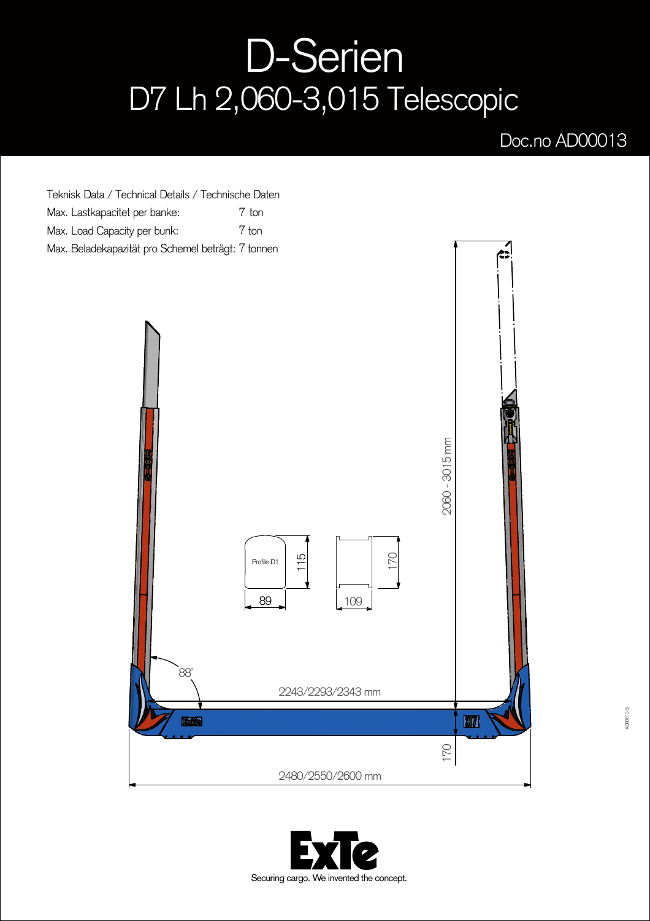# D-Serien

## D7 Lh 2,060-3,015 Telescopic

Doc.no AD00013

Teknisk Data / Technical Details / Technische Daten

| | |
|---|---|
| Max. Lastkapacitet per banke: | 7 ton |
| Max. Load Capacity per bunk: | 7 ton |
| Max. Beladekapazität pro Schemel beträgt: | 7 tonnen |

2060 - 3015 mm

Profile D1

115

89

170

109

88°

2243/2293/2343 mm

170

2480/2550/2600 mm

Securing cargo. We invented the concept.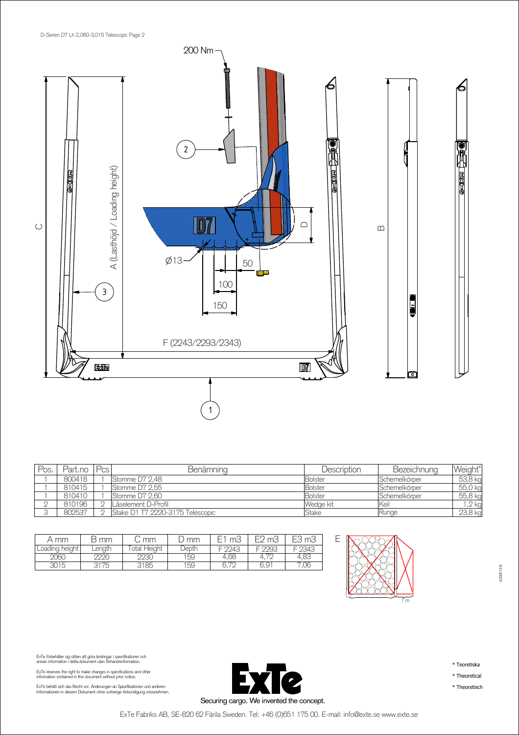D-Serien D7 Lh 2,060-3,015 Telescopic Page 2

200 Nm

2

A (Lasthöjd / Loading height)

C

D

B

Ø13

50

100

150

3

F (2243/2293/2343)

1

| Pos. | Part.no | Pcs | Benämning | Description | Bezeichnung | Weight* |
|---|---|---|---|---|---|---|
| 1 | 800418 | 1 | Stomme D7 2,48 | Bolster | Schemelkörper | 53,8 kg |
| 1 | 810415 | 1 | Stomme D7 2,55 | Bolster | Schemelkörper | 55,0 kg |
| 1 | 810410 | 1 | Stomme D7 2,60 | Bolster | Schemelkörper | 55,8 kg |
| 2 | 810196 | 2 | Låselement D-Profil | Wedge kit | Keil | 1,2 kg |
| 3 | 802537 | 2 | Stake D1 T7 2220-3175 Telescopic | Stake | Runge | 23,8 kg |

| A mm | B mm | C mm | D mm | E1 m3 | E2 m3 | E3 m3 |
|---|---|---|---|---|---|---|
| Loading height | Length | Total Height | Depth | F 2243 | F 2293 | F 2343 |
| 2060 | 2220 | 2230 | 159 | 4,68 | 4,72 | 4,83 |
| 3015 | 3175 | 3185 | 159 | 6,72 | 6,91 | 7,06 |

E

1 m

A000013 B

ExTe förbehåller sig rätten att göra ändringar i specifikationer och annan information i detta dokument utan förhandsinformation.

ExTe reserves the right to make changes in specifications and other information contained in this document without prior notice.

ExTe behält sich das Recht vor, Änderungen an Spezifikationen und anderen Informationen in diesem Dokument ohne vorherige Ankündigung vorzunehmen.

ExTe

Securing cargo. We invented the concept.

\* Teoretiska

\* Theoretical

\* Theoretisch

ExTe Fabriks AB, SE-820 62 Färila Sweden. Tel: +46 (0)651 175 00. E-mail: info@exte.se www.exte.se